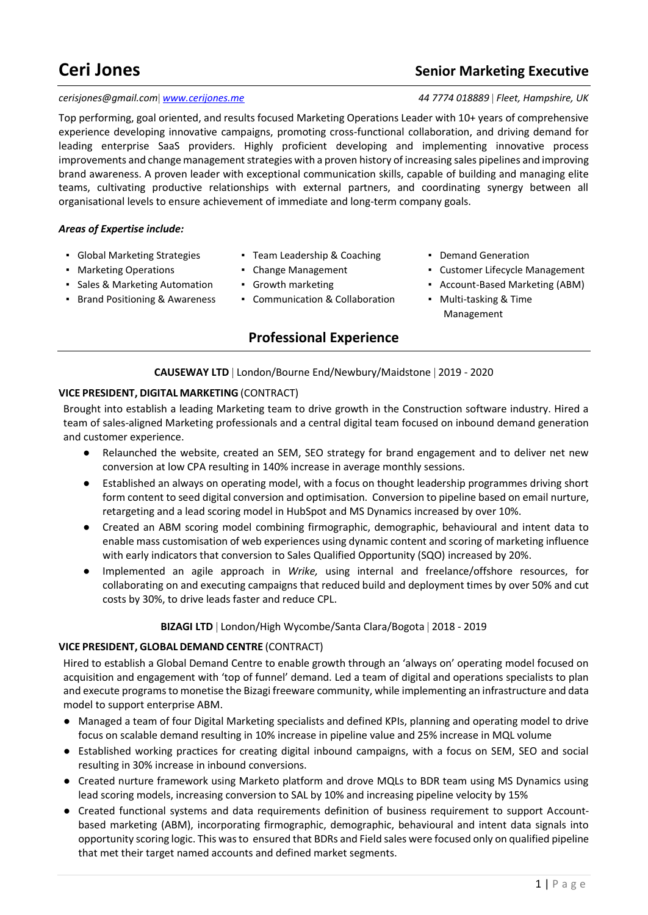# Ceri Jones

## Senior Marketing Executive

*cerisjones@gmail.com* | *[www.cerijones.me](http://www.cerijones.me)* *44 7774 018889* | *Fleet, Hampshire, UK*

Top performing, goal oriented, and results focused Marketing Operations Leader with 10+ years of comprehensive experience developing innovative campaigns, promoting cross-functional collaboration, and driving demand for leading enterprise SaaS providers. Highly proficient developing and implementing innovative process improvements and change management strategies with a proven history of increasing sales pipelines and improving brand awareness. A proven leader with exceptional communication skills, capable of building and managing elite teams, cultivating productive relationships with external partners, and coordinating synergy between all organisational levels to ensure achievement of immediate and long-term company goals.

***Areas of Expertise include:***

- Global Marketing Strategies
- Marketing Operations
- Sales & Marketing Automation
- Brand Positioning & Awareness
- Team Leadership & Coaching
- Change Management
- Growth marketing
- Communication & Collaboration
- Demand Generation
- Customer Lifecycle Management
- Account-Based Marketing (ABM)
- Multi-tasking & Time Management

## Professional Experience

**CAUSEWAY LTD** | London/Bourne End/Newbury/Maidstone | 2019 - 2020

**VICE PRESIDENT, DIGITAL MARKETING** (CONTRACT)

Brought into establish a leading Marketing team to drive growth in the Construction software industry. Hired a team of sales-aligned Marketing professionals and a central digital team focused on inbound demand generation and customer experience.

- Relaunched the website, created an SEM, SEO strategy for brand engagement and to deliver net new conversion at low CPA resulting in 140% increase in average monthly sessions.
- Established an always on operating model, with a focus on thought leadership programmes driving short form content to seed digital conversion and optimisation. Conversion to pipeline based on email nurture, retargeting and a lead scoring model in HubSpot and MS Dynamics increased by over 10%.
- Created an ABM scoring model combining firmographic, demographic, behavioural and intent data to enable mass customisation of web experiences using dynamic content and scoring of marketing influence with early indicators that conversion to Sales Qualified Opportunity (SQO) increased by 20%.
- Implemented an agile approach in *Wrike,* using internal and freelance/offshore resources, for collaborating on and executing campaigns that reduced build and deployment times by over 50% and cut costs by 30%, to drive leads faster and reduce CPL.

**BIZAGI LTD** | London/High Wycombe/Santa Clara/Bogota | 2018 - 2019

**VICE PRESIDENT, GLOBAL DEMAND CENTRE** (CONTRACT)

Hired to establish a Global Demand Centre to enable growth through an 'always on' operating model focused on acquisition and engagement with 'top of funnel' demand. Led a team of digital and operations specialists to plan and execute programs to monetise the Bizagi freeware community, while implementing an infrastructure and data model to support enterprise ABM.

- Managed a team of four Digital Marketing specialists and defined KPIs, planning and operating model to drive focus on scalable demand resulting in 10% increase in pipeline value and 25% increase in MQL volume
- Established working practices for creating digital inbound campaigns, with a focus on SEM, SEO and social resulting in 30% increase in inbound conversions.
- Created nurture framework using Marketo platform and drove MQLs to BDR team using MS Dynamics using lead scoring models, increasing conversion to SAL by 10% and increasing pipeline velocity by 15%
- Created functional systems and data requirements definition of business requirement to support Account-based marketing (ABM), incorporating firmographic, demographic, behavioural and intent data signals into opportunity scoring logic. This was to ensured that BDRs and Field sales were focused only on qualified pipeline that met their target named accounts and defined market segments.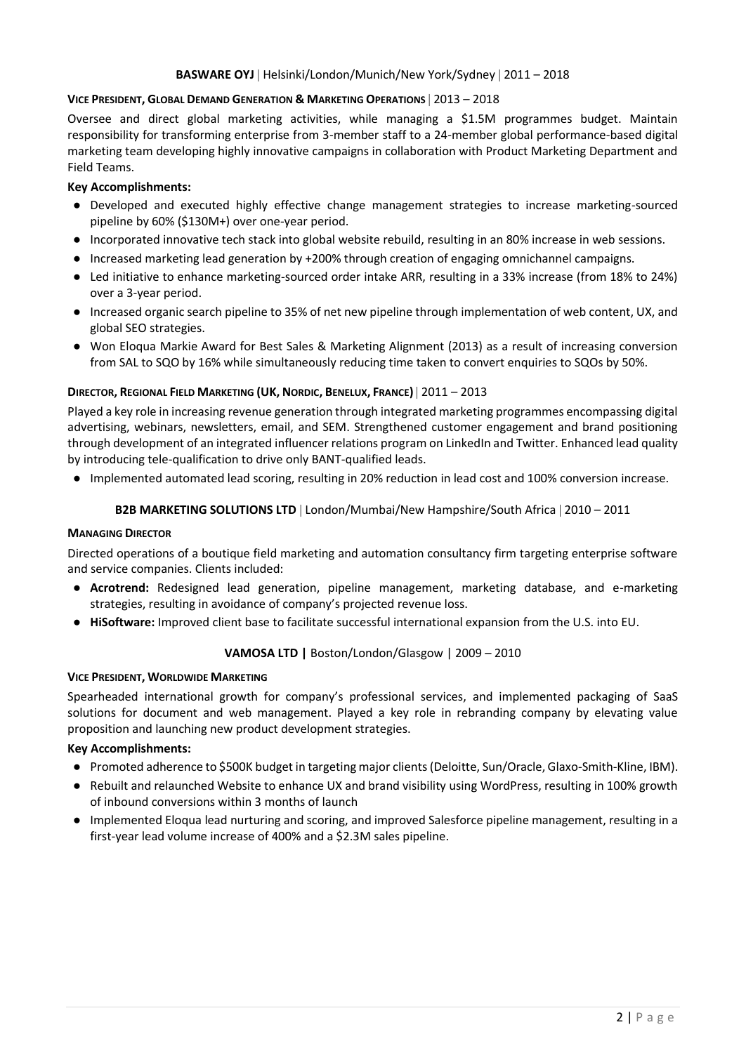### BASWARE OYJ | Helsinki/London/Munich/New York/Sydney | 2011 – 2018

**VICE PRESIDENT, GLOBAL DEMAND GENERATION & MARKETING OPERATIONS** | 2013 – 2018

Oversee and direct global marketing activities, while managing a $1.5M programmes budget. Maintain responsibility for transforming enterprise from 3-member staff to a 24-member global performance-based digital marketing team developing highly innovative campaigns in collaboration with Product Marketing Department and Field Teams.

**Key Accomplishments:**

- Developed and executed highly effective change management strategies to increase marketing-sourced pipeline by 60% ($130M+) over one-year period.
- Incorporated innovative tech stack into global website rebuild, resulting in an 80% increase in web sessions.
- Increased marketing lead generation by +200% through creation of engaging omnichannel campaigns.
- Led initiative to enhance marketing-sourced order intake ARR, resulting in a 33% increase (from 18% to 24%) over a 3-year period.
- Increased organic search pipeline to 35% of net new pipeline through implementation of web content, UX, and global SEO strategies.
- Won Eloqua Markie Award for Best Sales & Marketing Alignment (2013) as a result of increasing conversion from SAL to SQO by 16% while simultaneously reducing time taken to convert enquiries to SQOs by 50%.

**DIRECTOR, REGIONAL FIELD MARKETING (UK, NORDIC, BENELUX, FRANCE)** | 2011 – 2013

Played a key role in increasing revenue generation through integrated marketing programmes encompassing digital advertising, webinars, newsletters, email, and SEM. Strengthened customer engagement and brand positioning through development of an integrated influencer relations program on LinkedIn and Twitter. Enhanced lead quality by introducing tele-qualification to drive only BANT-qualified leads.

- Implemented automated lead scoring, resulting in 20% reduction in lead cost and 100% conversion increase.

### B2B MARKETING SOLUTIONS LTD | London/Mumbai/New Hampshire/South Africa | 2010 – 2011

**MANAGING DIRECTOR**

Directed operations of a boutique field marketing and automation consultancy firm targeting enterprise software and service companies. Clients included:

- **Acrotrend:** Redesigned lead generation, pipeline management, marketing database, and e-marketing strategies, resulting in avoidance of company's projected revenue loss.
- **HiSoftware:** Improved client base to facilitate successful international expansion from the U.S. into EU.

### VAMOSA LTD | Boston/London/Glasgow | 2009 – 2010

**VICE PRESIDENT, WORLDWIDE MARKETING**

Spearheaded international growth for company's professional services, and implemented packaging of SaaS solutions for document and web management. Played a key role in rebranding company by elevating value proposition and launching new product development strategies.

**Key Accomplishments:**

- Promoted adherence to $500K budget in targeting major clients (Deloitte, Sun/Oracle, Glaxo-Smith-Kline, IBM).
- Rebuilt and relaunched Website to enhance UX and brand visibility using WordPress, resulting in 100% growth of inbound conversions within 3 months of launch
- Implemented Eloqua lead nurturing and scoring, and improved Salesforce pipeline management, resulting in a first-year lead volume increase of 400% and a $2.3M sales pipeline.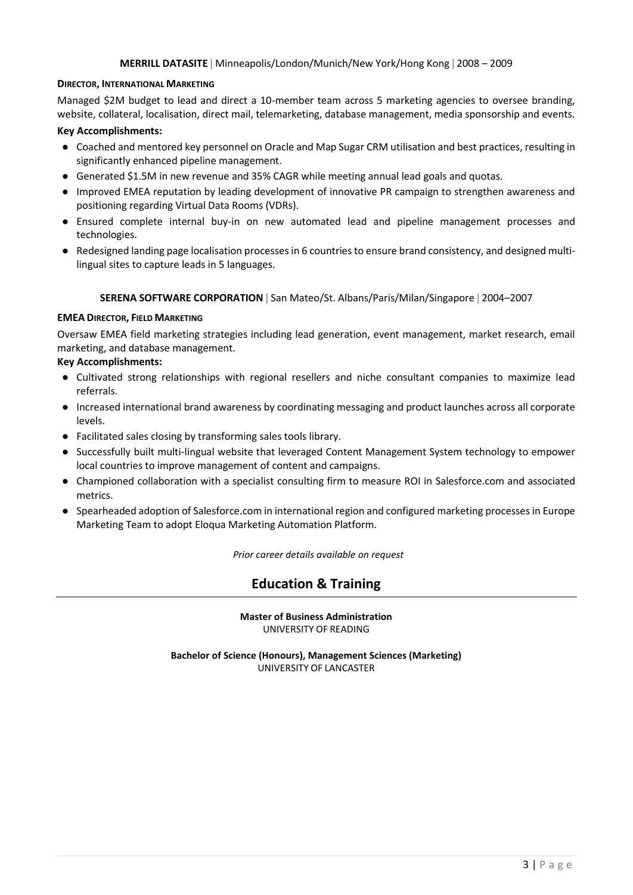**MERRILL DATASITE** | Minneapolis/London/Munich/New York/Hong Kong | 2008 – 2009

**DIRECTOR, INTERNATIONAL MARKETING**

Managed $2M budget to lead and direct a 10-member team across 5 marketing agencies to oversee branding, website, collateral, localisation, direct mail, telemarketing, database management, media sponsorship and events.

**Key Accomplishments:**

- Coached and mentored key personnel on Oracle and Map Sugar CRM utilisation and best practices, resulting in significantly enhanced pipeline management.
- Generated $1.5M in new revenue and 35% CAGR while meeting annual lead goals and quotas.
- Improved EMEA reputation by leading development of innovative PR campaign to strengthen awareness and positioning regarding Virtual Data Rooms (VDRs).
- Ensured complete internal buy-in on new automated lead and pipeline management processes and technologies.
- Redesigned landing page localisation processes in 6 countries to ensure brand consistency, and designed multi-lingual sites to capture leads in 5 languages.

**SERENA SOFTWARE CORPORATION** | San Mateo/St. Albans/Paris/Milan/Singapore | 2004–2007

**EMEA DIRECTOR, FIELD MARKETING**

Oversaw EMEA field marketing strategies including lead generation, event management, market research, email marketing, and database management.

**Key Accomplishments:**

- Cultivated strong relationships with regional resellers and niche consultant companies to maximize lead referrals.
- Increased international brand awareness by coordinating messaging and product launches across all corporate levels.
- Facilitated sales closing by transforming sales tools library.
- Successfully built multi-lingual website that leveraged Content Management System technology to empower local countries to improve management of content and campaigns.
- Championed collaboration with a specialist consulting firm to measure ROI in Salesforce.com and associated metrics.
- Spearheaded adoption of Salesforce.com in international region and configured marketing processes in Europe Marketing Team to adopt Eloqua Marketing Automation Platform.

*Prior career details available on request*

## Education & Training

**Master of Business Administration**
UNIVERSITY OF READING

**Bachelor of Science (Honours), Management Sciences (Marketing)**
UNIVERSITY OF LANCASTER